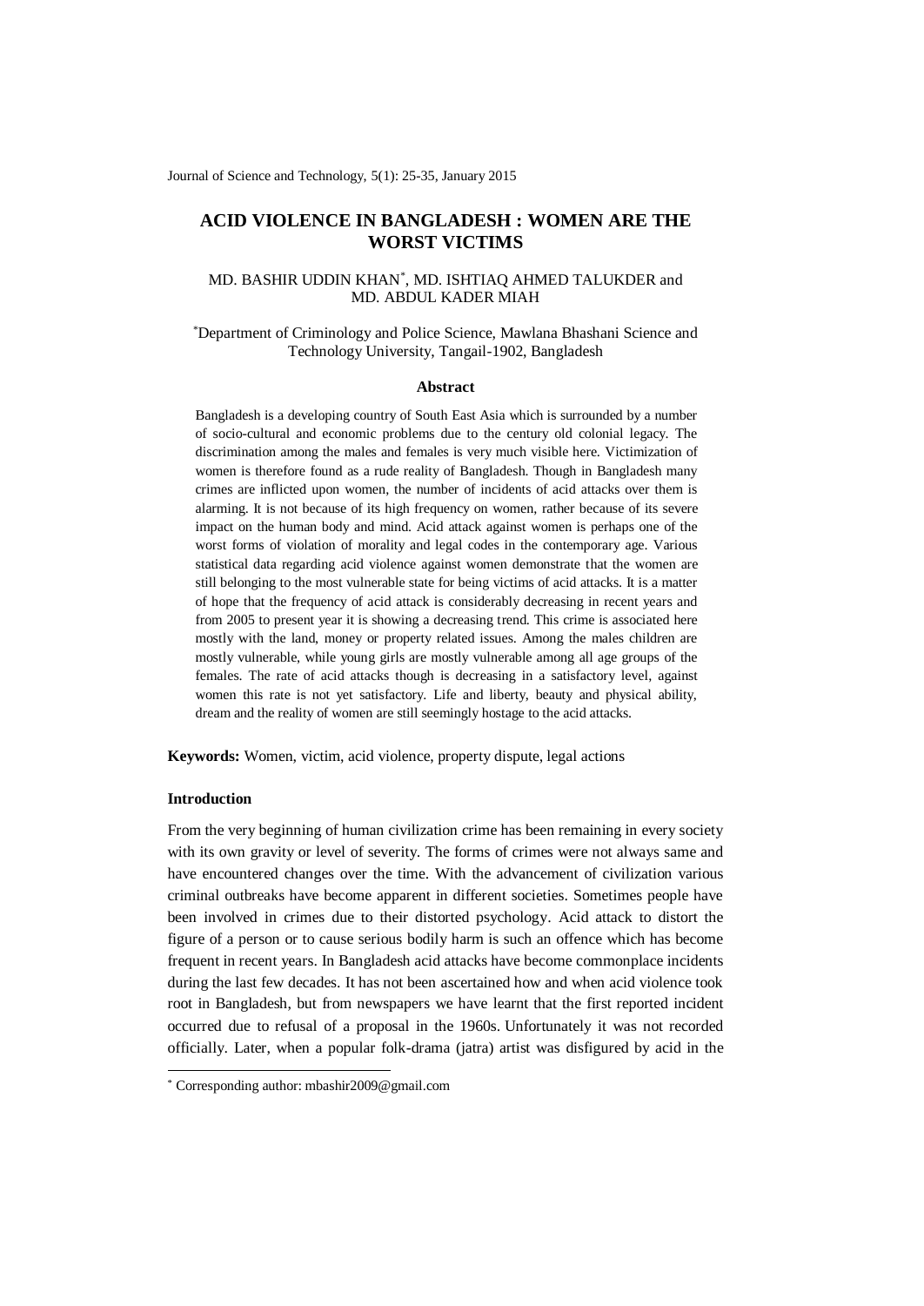# ACID VIOLENCE IN BANGLADESH : WOMEN ARE THE WORST VICTIMS

MD. BASHIR UDDIN KHAN*, MD. ISHTIAQ AHMED TALUKDER and MD. ABDUL KADER MIAH

*Department of Criminology and Police Science, Mawlana Bhashani Science and Technology University, Tangail-1902, Bangladesh

### Abstract

Bangladesh is a developing country of South East Asia which is surrounded by a number of socio-cultural and economic problems due to the century old colonial legacy. The discrimination among the males and females is very much visible here. Victimization of women is therefore found as a rude reality of Bangladesh. Though in Bangladesh many crimes are inflicted upon women, the number of incidents of acid attacks over them is alarming. It is not because of its high frequency on women, rather because of its severe impact on the human body and mind. Acid attack against women is perhaps one of the worst forms of violation of morality and legal codes in the contemporary age. Various statistical data regarding acid violence against women demonstrate that the women are still belonging to the most vulnerable state for being victims of acid attacks. It is a matter of hope that the frequency of acid attack is considerably decreasing in recent years and from 2005 to present year it is showing a decreasing trend. This crime is associated here mostly with the land, money or property related issues. Among the males children are mostly vulnerable, while young girls are mostly vulnerable among all age groups of the females. The rate of acid attacks though is decreasing in a satisfactory level, against women this rate is not yet satisfactory. Life and liberty, beauty and physical ability, dream and the reality of women are still seemingly hostage to the acid attacks.

**Keywords:** Women, victim, acid violence, property dispute, legal actions

### Introduction

From the very beginning of human civilization crime has been remaining in every society with its own gravity or level of severity. The forms of crimes were not always same and have encountered changes over the time. With the advancement of civilization various criminal outbreaks have become apparent in different societies. Sometimes people have been involved in crimes due to their distorted psychology. Acid attack to distort the figure of a person or to cause serious bodily harm is such an offence which has become frequent in recent years. In Bangladesh acid attacks have become commonplace incidents during the last few decades. It has not been ascertained how and when acid violence took root in Bangladesh, but from newspapers we have learnt that the first reported incident occurred due to refusal of a proposal in the 1960s. Unfortunately it was not recorded officially. Later, when a popular folk-drama (jatra) artist was disfigured by acid in the

---

* Corresponding author: mbashir2009@gmail.com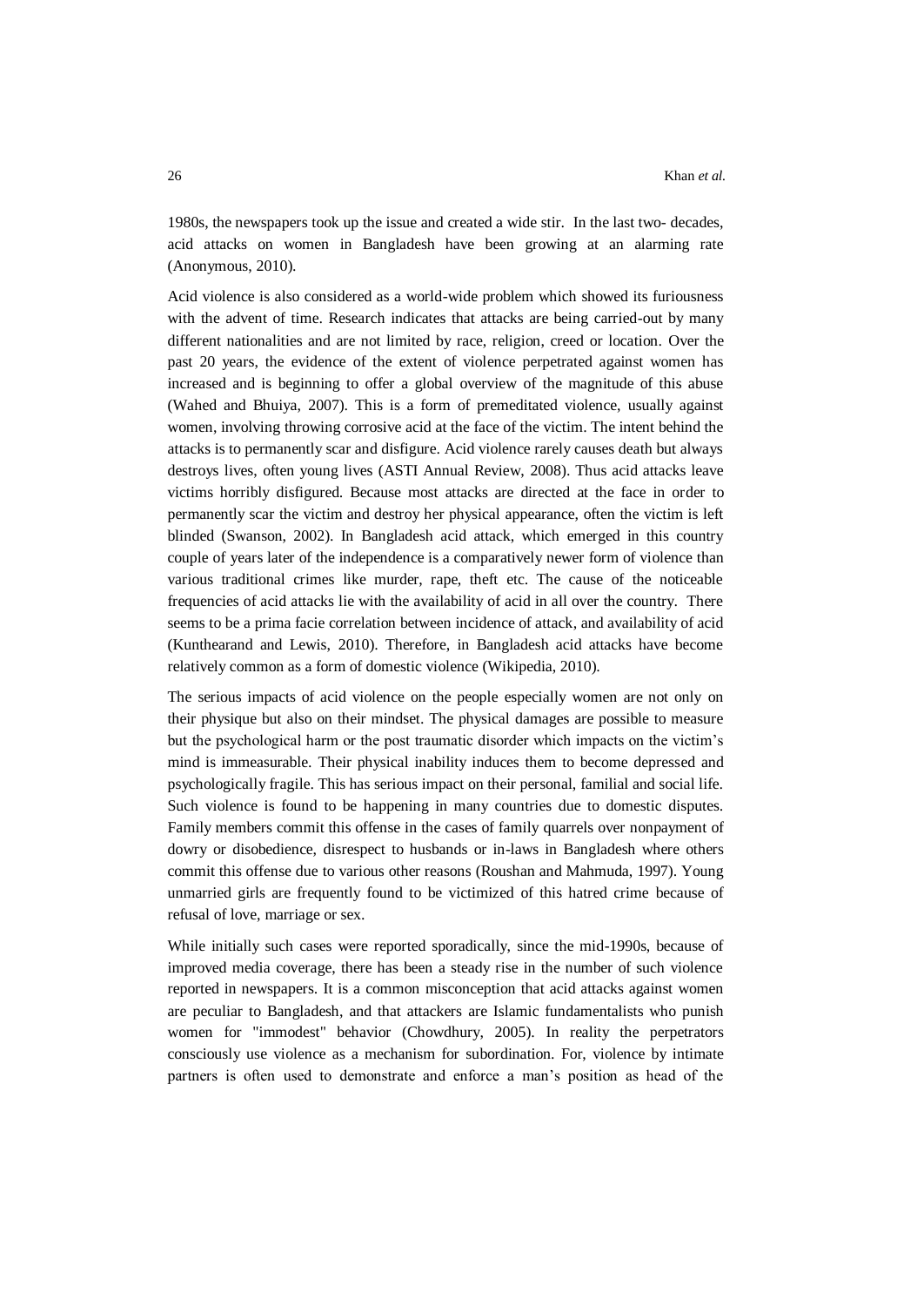1980s, the newspapers took up the issue and created a wide stir. In the last two- decades, acid attacks on women in Bangladesh have been growing at an alarming rate (Anonymous, 2010).

Acid violence is also considered as a world-wide problem which showed its furiousness with the advent of time. Research indicates that attacks are being carried-out by many different nationalities and are not limited by race, religion, creed or location. Over the past 20 years, the evidence of the extent of violence perpetrated against women has increased and is beginning to offer a global overview of the magnitude of this abuse (Wahed and Bhuiya, 2007). This is a form of premeditated violence, usually against women, involving throwing corrosive acid at the face of the victim. The intent behind the attacks is to permanently scar and disfigure. Acid violence rarely causes death but always destroys lives, often young lives (ASTI Annual Review, 2008). Thus acid attacks leave victims horribly disfigured. Because most attacks are directed at the face in order to permanently scar the victim and destroy her physical appearance, often the victim is left blinded (Swanson, 2002). In Bangladesh acid attack, which emerged in this country couple of years later of the independence is a comparatively newer form of violence than various traditional crimes like murder, rape, theft etc. The cause of the noticeable frequencies of acid attacks lie with the availability of acid in all over the country. There seems to be a prima facie correlation between incidence of attack, and availability of acid (Kunthearand and Lewis, 2010). Therefore, in Bangladesh acid attacks have become relatively common as a form of domestic violence (Wikipedia, 2010).

The serious impacts of acid violence on the people especially women are not only on their physique but also on their mindset. The physical damages are possible to measure but the psychological harm or the post traumatic disorder which impacts on the victim's mind is immeasurable. Their physical inability induces them to become depressed and psychologically fragile. This has serious impact on their personal, familial and social life. Such violence is found to be happening in many countries due to domestic disputes. Family members commit this offense in the cases of family quarrels over nonpayment of dowry or disobedience, disrespect to husbands or in-laws in Bangladesh where others commit this offense due to various other reasons (Roushan and Mahmuda, 1997). Young unmarried girls are frequently found to be victimized of this hatred crime because of refusal of love, marriage or sex.

While initially such cases were reported sporadically, since the mid-1990s, because of improved media coverage, there has been a steady rise in the number of such violence reported in newspapers. It is a common misconception that acid attacks against women are peculiar to Bangladesh, and that attackers are Islamic fundamentalists who punish women for "immodest" behavior (Chowdhury, 2005). In reality the perpetrators consciously use violence as a mechanism for subordination. For, violence by intimate partners is often used to demonstrate and enforce a man's position as head of the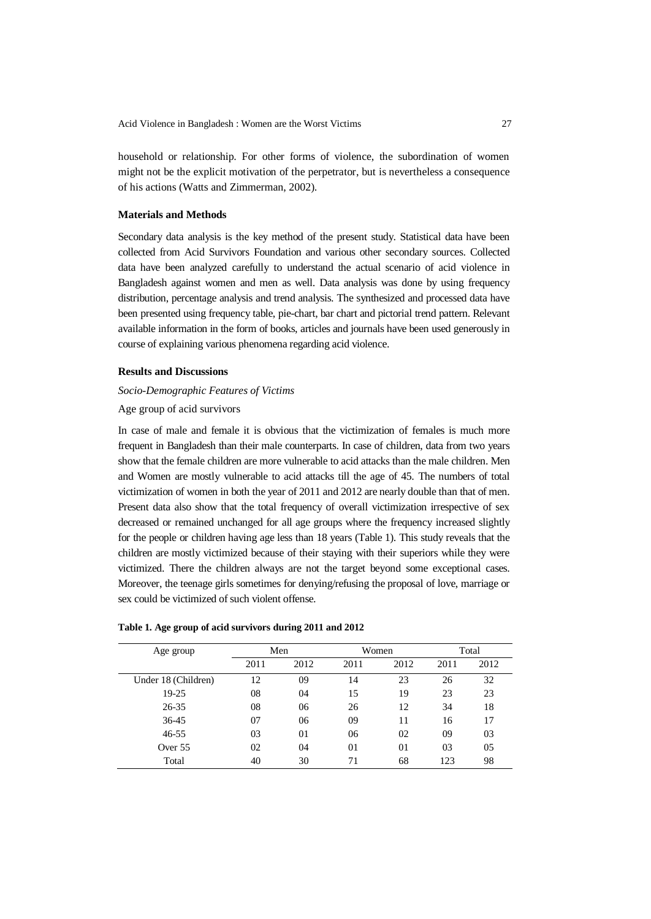household or relationship. For other forms of violence, the subordination of women might not be the explicit motivation of the perpetrator, but is nevertheless a consequence of his actions (Watts and Zimmerman, 2002).

## Materials and Methods

Secondary data analysis is the key method of the present study. Statistical data have been collected from Acid Survivors Foundation and various other secondary sources. Collected data have been analyzed carefully to understand the actual scenario of acid violence in Bangladesh against women and men as well. Data analysis was done by using frequency distribution, percentage analysis and trend analysis. The synthesized and processed data have been presented using frequency table, pie-chart, bar chart and pictorial trend pattern. Relevant available information in the form of books, articles and journals have been used generously in course of explaining various phenomena regarding acid violence.

## Results and Discussions

### *Socio-Demographic Features of Victims*

Age group of acid survivors

In case of male and female it is obvious that the victimization of females is much more frequent in Bangladesh than their male counterparts. In case of children, data from two years show that the female children are more vulnerable to acid attacks than the male children. Men and Women are mostly vulnerable to acid attacks till the age of 45. The numbers of total victimization of women in both the year of 2011 and 2012 are nearly double than that of men. Present data also show that the total frequency of overall victimization irrespective of sex decreased or remained unchanged for all age groups where the frequency increased slightly for the people or children having age less than 18 years (Table 1). This study reveals that the children are mostly victimized because of their staying with their superiors while they were victimized. There the children always are not the target beyond some exceptional cases. Moreover, the teenage girls sometimes for denying/refusing the proposal of love, marriage or sex could be victimized of such violent offense.

**Table 1. Age group of acid survivors during 2011 and 2012**

| Age group | Men | | Women | | Total | |
|---|---|---|---|---|---|---|
| | 2011 | 2012 | 2011 | 2012 | 2011 | 2012 |
| Under 18 (Children) | 12 | 09 | 14 | 23 | 26 | 32 |
| 19-25 | 08 | 04 | 15 | 19 | 23 | 23 |
| 26-35 | 08 | 06 | 26 | 12 | 34 | 18 |
| 36-45 | 07 | 06 | 09 | 11 | 16 | 17 |
| 46-55 | 03 | 01 | 06 | 02 | 09 | 03 |
| Over 55 | 02 | 04 | 01 | 01 | 03 | 05 |
| Total | 40 | 30 | 71 | 68 | 123 | 98 |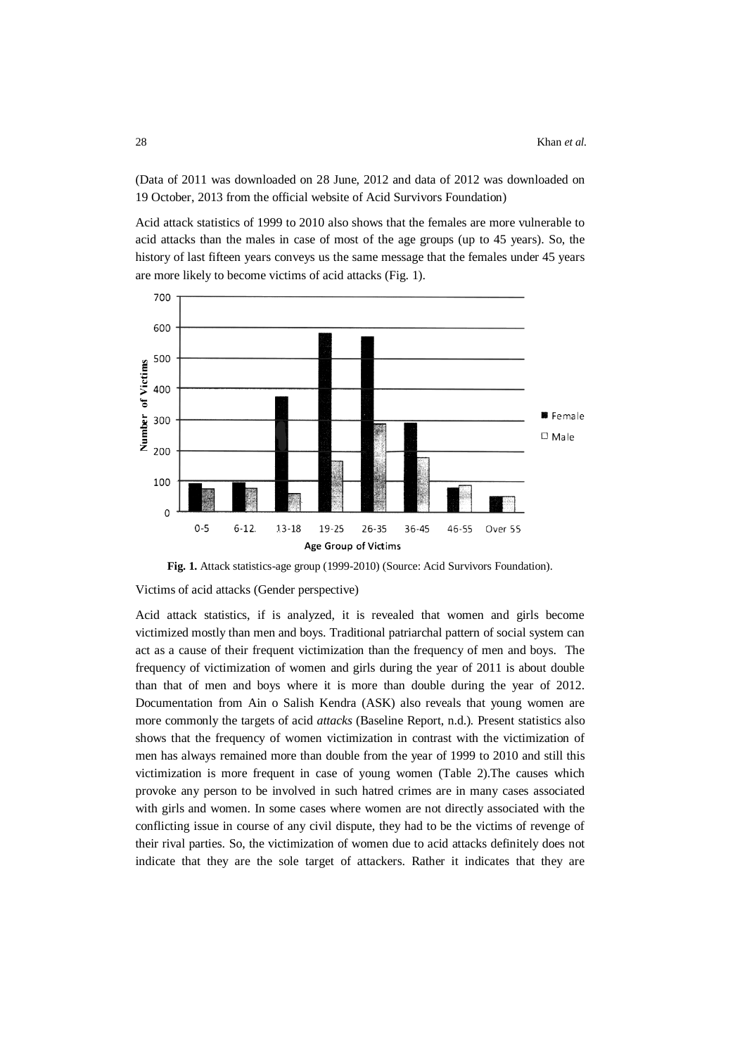(Data of 2011 was downloaded on 28 June, 2012 and data of 2012 was downloaded on 19 October, 2013 from the official website of Acid Survivors Foundation)

Acid attack statistics of 1999 to 2010 also shows that the females are more vulnerable to acid attacks than the males in case of most of the age groups (up to 45 years). So, the history of last fifteen years conveys us the same message that the females under 45 years are more likely to become victims of acid attacks (Fig. 1).

**Fig. 1.** Attack statistics-age group (1999-2010) (Source: Acid Survivors Foundation).

Victims of acid attacks (Gender perspective)

Acid attack statistics, if is analyzed, it is revealed that women and girls become victimized mostly than men and boys. Traditional patriarchal pattern of social system can act as a cause of their frequent victimization than the frequency of men and boys. The frequency of victimization of women and girls during the year of 2011 is about double than that of men and boys where it is more than double during the year of 2012. Documentation from Ain o Salish Kendra (ASK) also reveals that young women are more commonly the targets of acid *attacks* (Baseline Report, n.d.). Present statistics also shows that the frequency of women victimization in contrast with the victimization of men has always remained more than double from the year of 1999 to 2010 and still this victimization is more frequent in case of young women (Table 2).The causes which provoke any person to be involved in such hatred crimes are in many cases associated with girls and women. In some cases where women are not directly associated with the conflicting issue in course of any civil dispute, they had to be the victims of revenge of their rival parties. So, the victimization of women due to acid attacks definitely does not indicate that they are the sole target of attackers. Rather it indicates that they are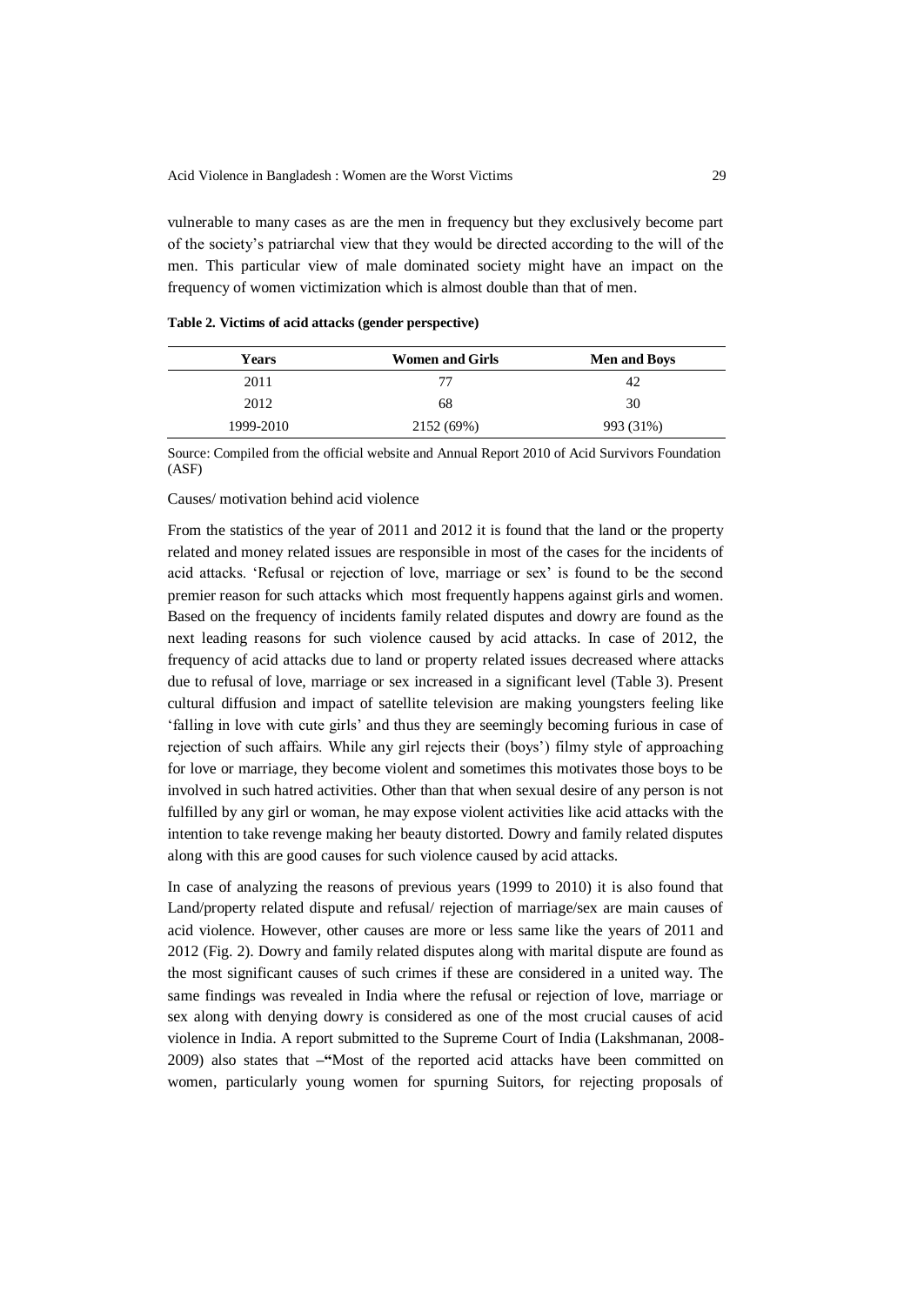vulnerable to many cases as are the men in frequency but they exclusively become part of the society's patriarchal view that they would be directed according to the will of the men. This particular view of male dominated society might have an impact on the frequency of women victimization which is almost double than that of men.

**Table 2. Victims of acid attacks (gender perspective)**

| Years | Women and Girls | Men and Boys |
|---|---|---|
| 2011 | 77 | 42 |
| 2012 | 68 | 30 |
| 1999-2010 | 2152 (69%) | 993 (31%) |

Source: Compiled from the official website and Annual Report 2010 of Acid Survivors Foundation (ASF)

Causes/ motivation behind acid violence

From the statistics of the year of 2011 and 2012 it is found that the land or the property related and money related issues are responsible in most of the cases for the incidents of acid attacks. 'Refusal or rejection of love, marriage or sex' is found to be the second premier reason for such attacks which most frequently happens against girls and women. Based on the frequency of incidents family related disputes and dowry are found as the next leading reasons for such violence caused by acid attacks. In case of 2012, the frequency of acid attacks due to land or property related issues decreased where attacks due to refusal of love, marriage or sex increased in a significant level (Table 3). Present cultural diffusion and impact of satellite television are making youngsters feeling like 'falling in love with cute girls' and thus they are seemingly becoming furious in case of rejection of such affairs. While any girl rejects their (boys') filmy style of approaching for love or marriage, they become violent and sometimes this motivates those boys to be involved in such hatred activities. Other than that when sexual desire of any person is not fulfilled by any girl or woman, he may expose violent activities like acid attacks with the intention to take revenge making her beauty distorted. Dowry and family related disputes along with this are good causes for such violence caused by acid attacks.

In case of analyzing the reasons of previous years (1999 to 2010) it is also found that Land/property related dispute and refusal/ rejection of marriage/sex are main causes of acid violence. However, other causes are more or less same like the years of 2011 and 2012 (Fig. 2). Dowry and family related disputes along with marital dispute are found as the most significant causes of such crimes if these are considered in a united way. The same findings was revealed in India where the refusal or rejection of love, marriage or sex along with denying dowry is considered as one of the most crucial causes of acid violence in India. A report submitted to the Supreme Court of India (Lakshmanan, 2008-2009) also states that –**"**Most of the reported acid attacks have been committed on women, particularly young women for spurning Suitors, for rejecting proposals of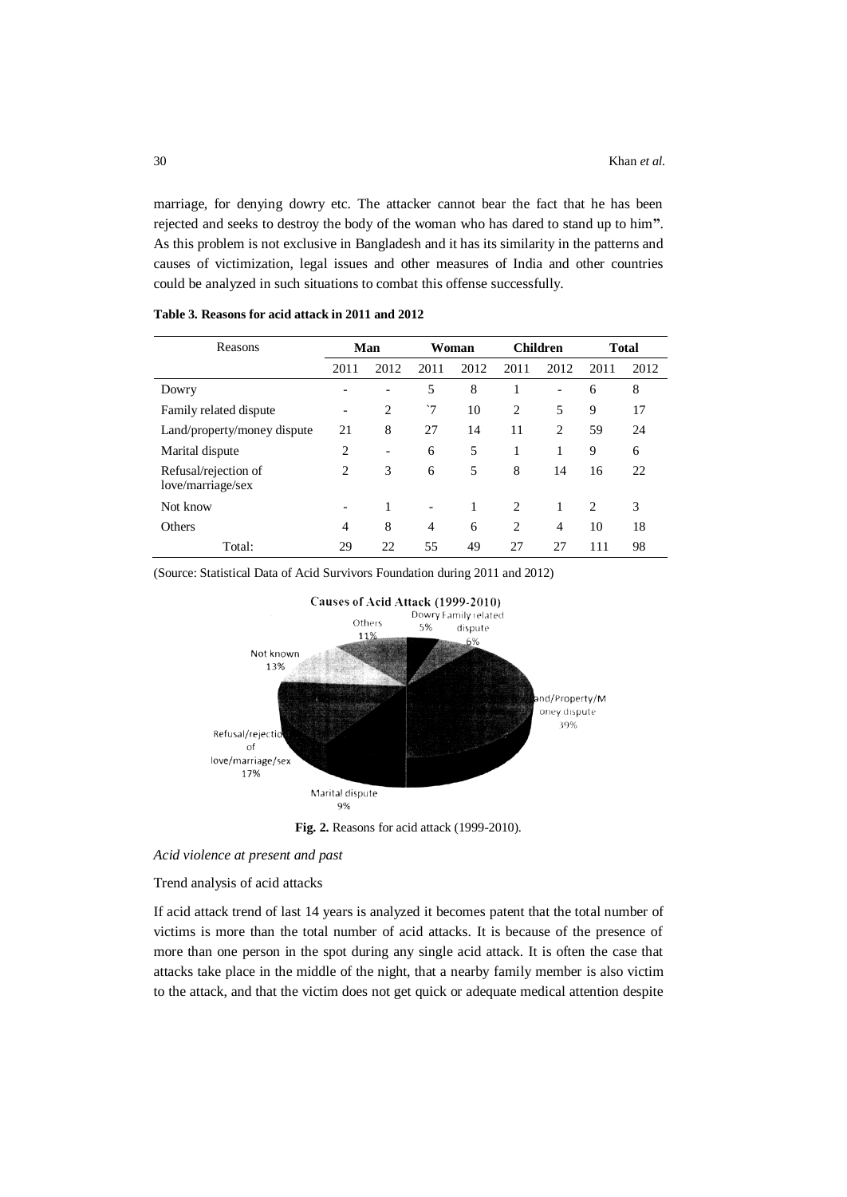marriage, for denying dowry etc. The attacker cannot bear the fact that he has been rejected and seeks to destroy the body of the woman who has dared to stand up to him". As this problem is not exclusive in Bangladesh and it has its similarity in the patterns and causes of victimization, legal issues and other measures of India and other countries could be analyzed in such situations to combat this offense successfully.

**Table 3. Reasons for acid attack in 2011 and 2012**

| Reasons | Man | | Woman | | Children | | Total | |
|---|---|---|---|---|---|---|---|---|
| | 2011 | 2012 | 2011 | 2012 | 2011 | 2012 | 2011 | 2012 |
| Dowry | - | - | 5 | 8 | 1 | - | 6 | 8 |
| Family related dispute | - | 2 | `7 | 10 | 2 | 5 | 9 | 17 |
| Land/property/money dispute | 21 | 8 | 27 | 14 | 11 | 2 | 59 | 24 |
| Marital dispute | 2 | - | 6 | 5 | 1 | 1 | 9 | 6 |
| Refusal/rejection of love/marriage/sex | 2 | 3 | 6 | 5 | 8 | 14 | 16 | 22 |
| Not know | - | 1 | - | 1 | 2 | 1 | 2 | 3 |
| Others | 4 | 8 | 4 | 6 | 2 | 4 | 10 | 18 |
| Total: | 29 | 22 | 55 | 49 | 27 | 27 | 111 | 98 |

(Source: Statistical Data of Acid Survivors Foundation during 2011 and 2012)

Causes of Acid Attack (1999-2010)

Dowry 5%; Family related dispute 6%; Land/Property/Money dispute 39%; Marital dispute 9%; Refusal/rejection of love/marriage/sex 17%; Not known 13%; Others 11%

**Fig. 2.** Reasons for acid attack (1999-2010).

*Acid violence at present and past*

Trend analysis of acid attacks

If acid attack trend of last 14 years is analyzed it becomes patent that the total number of victims is more than the total number of acid attacks. It is because of the presence of more than one person in the spot during any single acid attack. It is often the case that attacks take place in the middle of the night, that a nearby family member is also victim to the attack, and that the victim does not get quick or adequate medical attention despite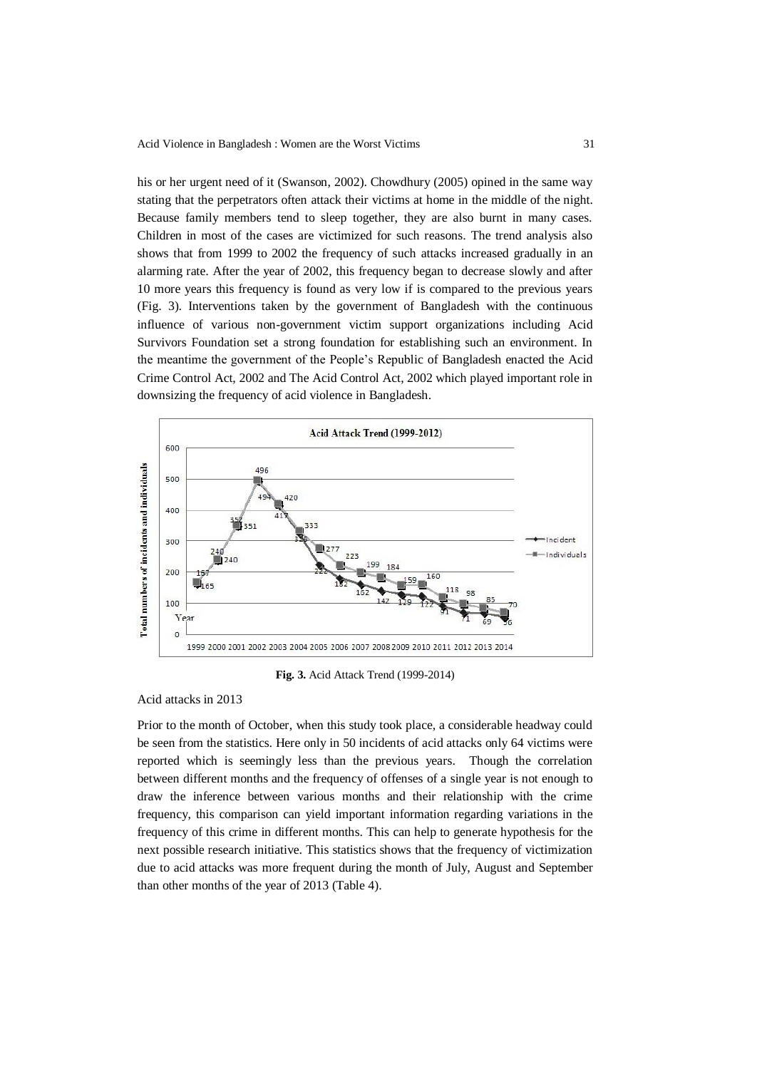his or her urgent need of it (Swanson, 2002). Chowdhury (2005) opined in the same way stating that the perpetrators often attack their victims at home in the middle of the night. Because family members tend to sleep together, they are also burnt in many cases. Children in most of the cases are victimized for such reasons. The trend analysis also shows that from 1999 to 2002 the frequency of such attacks increased gradually in an alarming rate. After the year of 2002, this frequency began to decrease slowly and after 10 more years this frequency is found as very low if is compared to the previous years (Fig. 3). Interventions taken by the government of Bangladesh with the continuous influence of various non-government victim support organizations including Acid Survivors Foundation set a strong foundation for establishing such an environment. In the meantime the government of the People's Republic of Bangladesh enacted the Acid Crime Control Act, 2002 and The Acid Control Act, 2002 which played important role in downsizing the frequency of acid violence in Bangladesh.

**Fig. 3.** Acid Attack Trend (1999-2014)

Acid attacks in 2013

Prior to the month of October, when this study took place, a considerable headway could be seen from the statistics. Here only in 50 incidents of acid attacks only 64 victims were reported which is seemingly less than the previous years. Though the correlation between different months and the frequency of offenses of a single year is not enough to draw the inference between various months and their relationship with the crime frequency, this comparison can yield important information regarding variations in the frequency of this crime in different months. This can help to generate hypothesis for the next possible research initiative. This statistics shows that the frequency of victimization due to acid attacks was more frequent during the month of July, August and September than other months of the year of 2013 (Table 4).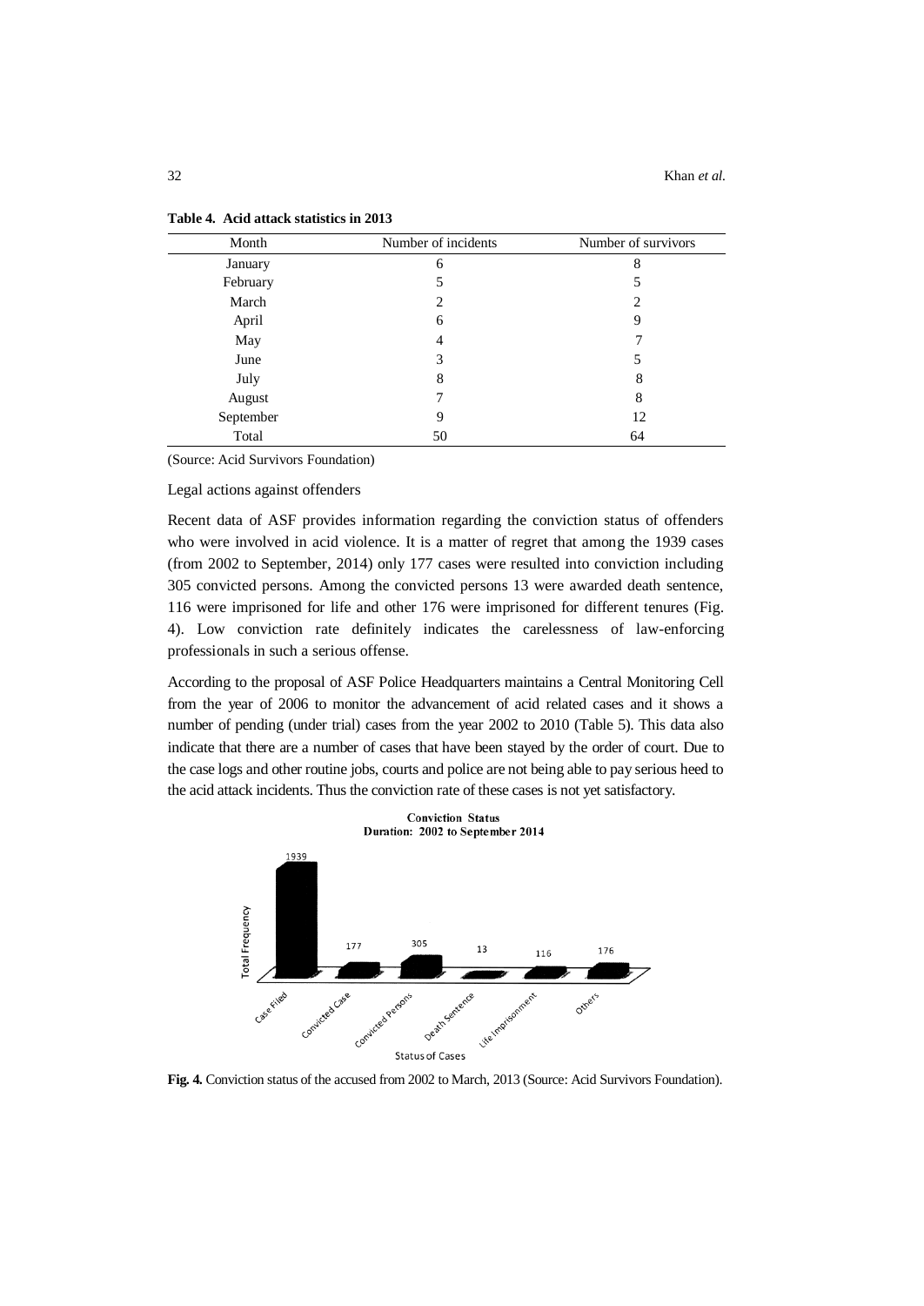**Table 4. Acid attack statistics in 2013**

| Month | Number of incidents | Number of survivors |
|---|---|---|
| January | 6 | 8 |
| February | 5 | 5 |
| March | 2 | 2 |
| April | 6 | 9 |
| May | 4 | 7 |
| June | 3 | 5 |
| July | 8 | 8 |
| August | 7 | 8 |
| September | 9 | 12 |
| Total | 50 | 64 |

(Source: Acid Survivors Foundation)

Legal actions against offenders

Recent data of ASF provides information regarding the conviction status of offenders who were involved in acid violence. It is a matter of regret that among the 1939 cases (from 2002 to September, 2014) only 177 cases were resulted into conviction including 305 convicted persons. Among the convicted persons 13 were awarded death sentence, 116 were imprisoned for life and other 176 were imprisoned for different tenures (Fig. 4). Low conviction rate definitely indicates the carelessness of law-enforcing professionals in such a serious offense.

According to the proposal of ASF Police Headquarters maintains a Central Monitoring Cell from the year of 2006 to monitor the advancement of acid related cases and it shows a number of pending (under trial) cases from the year 2002 to 2010 (Table 5). This data also indicate that there are a number of cases that have been stayed by the order of court. Due to the case logs and other routine jobs, courts and police are not being able to pay serious heed to the acid attack incidents. Thus the conviction rate of these cases is not yet satisfactory.

**Fig. 4.** Conviction status of the accused from 2002 to March, 2013 (Source: Acid Survivors Foundation).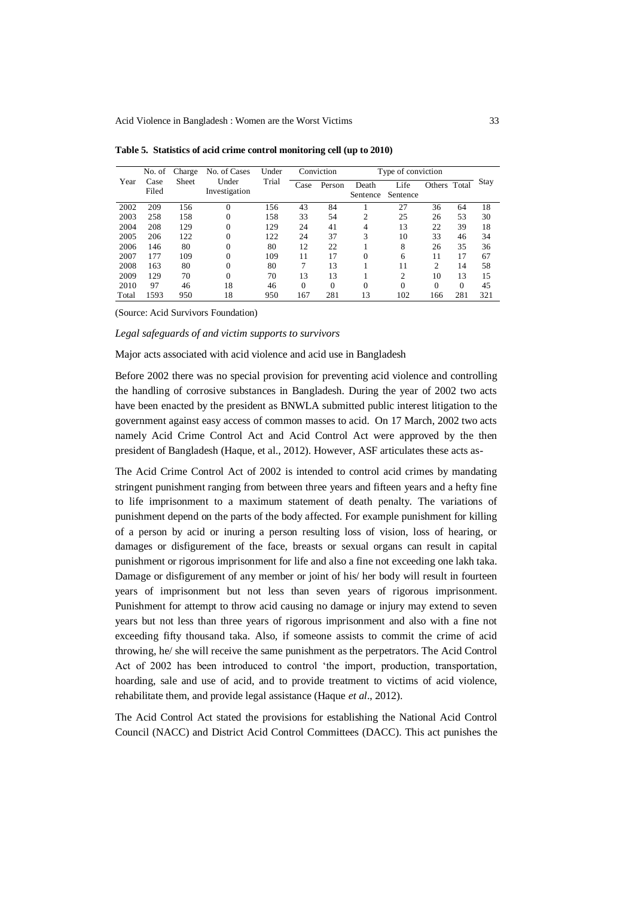**Table 5. Statistics of acid crime control monitoring cell (up to 2010)**

| Year | No. of Case Filed | Charge Sheet | No. of Cases Under Investigation | Under Trial | Conviction | | Type of conviction | | | | Stay |
|---|---|---|---|---|---|---|---|---|---|---|---|
| | | | | | Case | Person | Death Sentence | Life Sentence | Others | Total | |
| 2002 | 209 | 156 | 0 | 156 | 43 | 84 | 1 | 27 | 36 | 64 | 18 |
| 2003 | 258 | 158 | 0 | 158 | 33 | 54 | 2 | 25 | 26 | 53 | 30 |
| 2004 | 208 | 129 | 0 | 129 | 24 | 41 | 4 | 13 | 22 | 39 | 18 |
| 2005 | 206 | 122 | 0 | 122 | 24 | 37 | 3 | 10 | 33 | 46 | 34 |
| 2006 | 146 | 80 | 0 | 80 | 12 | 22 | 1 | 8 | 26 | 35 | 36 |
| 2007 | 177 | 109 | 0 | 109 | 11 | 17 | 0 | 6 | 11 | 17 | 67 |
| 2008 | 163 | 80 | 0 | 80 | 7 | 13 | 1 | 11 | 2 | 14 | 58 |
| 2009 | 129 | 70 | 0 | 70 | 13 | 13 | 1 | 2 | 10 | 13 | 15 |
| 2010 | 97 | 46 | 18 | 46 | 0 | 0 | 0 | 0 | 0 | 0 | 45 |
| Total | 1593 | 950 | 18 | 950 | 167 | 281 | 13 | 102 | 166 | 281 | 321 |

(Source: Acid Survivors Foundation)

*Legal safeguards of and victim supports to survivors*

Major acts associated with acid violence and acid use in Bangladesh

Before 2002 there was no special provision for preventing acid violence and controlling the handling of corrosive substances in Bangladesh. During the year of 2002 two acts have been enacted by the president as BNWLA submitted public interest litigation to the government against easy access of common masses to acid. On 17 March, 2002 two acts namely Acid Crime Control Act and Acid Control Act were approved by the then president of Bangladesh (Haque, et al., 2012). However, ASF articulates these acts as-

The Acid Crime Control Act of 2002 is intended to control acid crimes by mandating stringent punishment ranging from between three years and fifteen years and a hefty fine to life imprisonment to a maximum statement of death penalty. The variations of punishment depend on the parts of the body affected. For example punishment for killing of a person by acid or inuring a person resulting loss of vision, loss of hearing, or damages or disfigurement of the face, breasts or sexual organs can result in capital punishment or rigorous imprisonment for life and also a fine not exceeding one lakh taka. Damage or disfigurement of any member or joint of his/ her body will result in fourteen years of imprisonment but not less than seven years of rigorous imprisonment. Punishment for attempt to throw acid causing no damage or injury may extend to seven years but not less than three years of rigorous imprisonment and also with a fine not exceeding fifty thousand taka. Also, if someone assists to commit the crime of acid throwing, he/ she will receive the same punishment as the perpetrators. The Acid Control Act of 2002 has been introduced to control 'the import, production, transportation, hoarding, sale and use of acid, and to provide treatment to victims of acid violence, rehabilitate them, and provide legal assistance (Haque *et al*., 2012).

The Acid Control Act stated the provisions for establishing the National Acid Control Council (NACC) and District Acid Control Committees (DACC). This act punishes the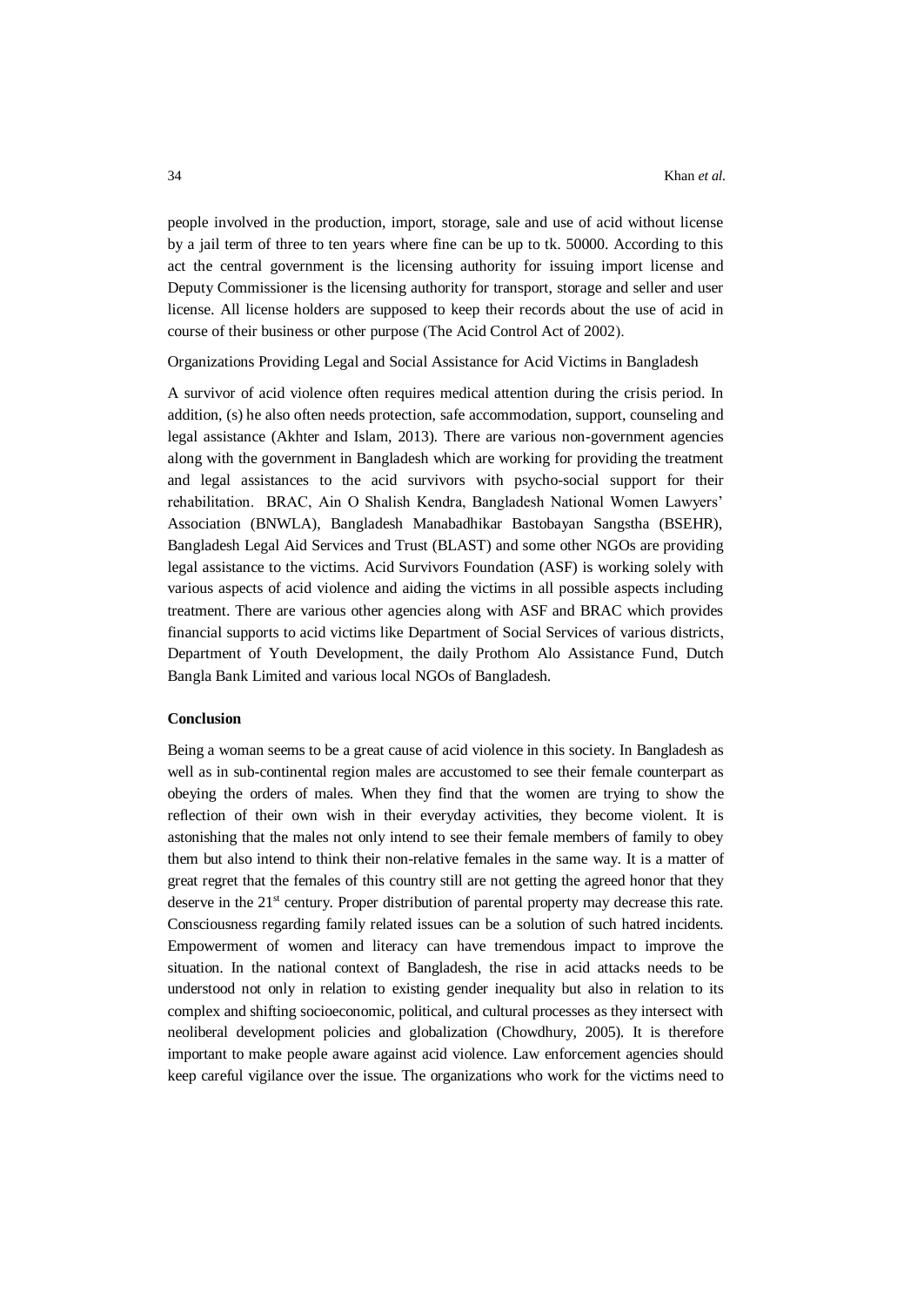people involved in the production, import, storage, sale and use of acid without license by a jail term of three to ten years where fine can be up to tk. 50000. According to this act the central government is the licensing authority for issuing import license and Deputy Commissioner is the licensing authority for transport, storage and seller and user license. All license holders are supposed to keep their records about the use of acid in course of their business or other purpose (The Acid Control Act of 2002).

Organizations Providing Legal and Social Assistance for Acid Victims in Bangladesh

A survivor of acid violence often requires medical attention during the crisis period. In addition, (s) he also often needs protection, safe accommodation, support, counseling and legal assistance (Akhter and Islam, 2013). There are various non-government agencies along with the government in Bangladesh which are working for providing the treatment and legal assistances to the acid survivors with psycho-social support for their rehabilitation. BRAC, Ain O Shalish Kendra, Bangladesh National Women Lawyers' Association (BNWLA), Bangladesh Manabadhikar Bastobayan Sangstha (BSEHR), Bangladesh Legal Aid Services and Trust (BLAST) and some other NGOs are providing legal assistance to the victims. Acid Survivors Foundation (ASF) is working solely with various aspects of acid violence and aiding the victims in all possible aspects including treatment. There are various other agencies along with ASF and BRAC which provides financial supports to acid victims like Department of Social Services of various districts, Department of Youth Development, the daily Prothom Alo Assistance Fund, Dutch Bangla Bank Limited and various local NGOs of Bangladesh.

**Conclusion**

Being a woman seems to be a great cause of acid violence in this society. In Bangladesh as well as in sub-continental region males are accustomed to see their female counterpart as obeying the orders of males. When they find that the women are trying to show the reflection of their own wish in their everyday activities, they become violent. It is astonishing that the males not only intend to see their female members of family to obey them but also intend to think their non-relative females in the same way. It is a matter of great regret that the females of this country still are not getting the agreed honor that they deserve in the 21st century. Proper distribution of parental property may decrease this rate. Consciousness regarding family related issues can be a solution of such hatred incidents. Empowerment of women and literacy can have tremendous impact to improve the situation. In the national context of Bangladesh, the rise in acid attacks needs to be understood not only in relation to existing gender inequality but also in relation to its complex and shifting socioeconomic, political, and cultural processes as they intersect with neoliberal development policies and globalization (Chowdhury, 2005). It is therefore important to make people aware against acid violence. Law enforcement agencies should keep careful vigilance over the issue. The organizations who work for the victims need to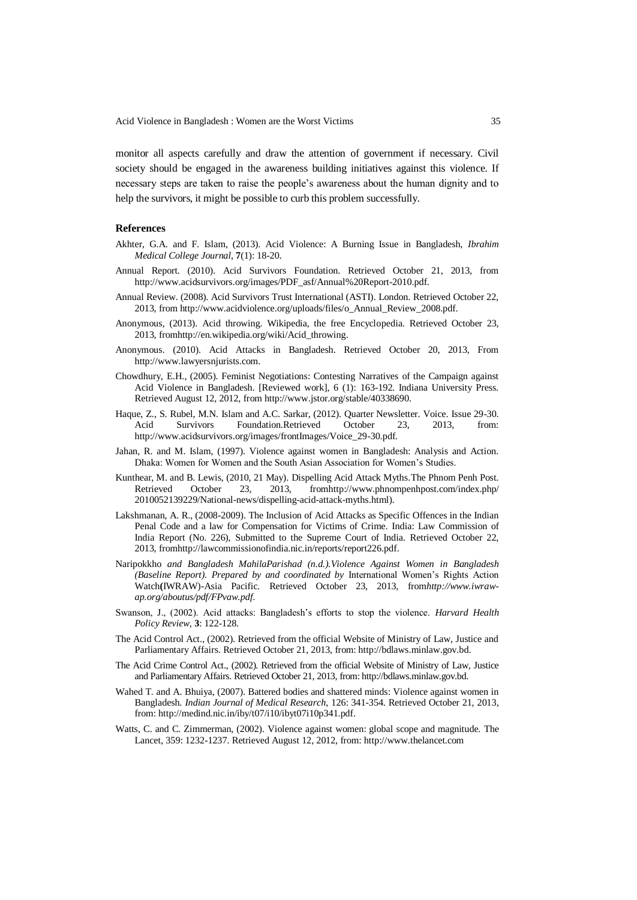monitor all aspects carefully and draw the attention of government if necessary. Civil society should be engaged in the awareness building initiatives against this violence. If necessary steps are taken to raise the people's awareness about the human dignity and to help the survivors, it might be possible to curb this problem successfully.

### References

Akhter, G.A. and F. Islam, (2013). Acid Violence: A Burning Issue in Bangladesh, *Ibrahim Medical College Journal*, **7**(1): 18-20.

Annual Report. (2010). Acid Survivors Foundation. Retrieved October 21, 2013, from http://www.acidsurvivors.org/images/PDF_asf/Annual%20Report-2010.pdf.

Annual Review. (2008). Acid Survivors Trust International (ASTI). London. Retrieved October 22, 2013, from http://www.acidviolence.org/uploads/files/o_Annual_Review_2008.pdf.

Anonymous, (2013). Acid throwing. Wikipedia, the free Encyclopedia. Retrieved October 23, 2013, fromhttp://en.wikipedia.org/wiki/Acid_throwing.

Anonymous. (2010). Acid Attacks in Bangladesh. Retrieved October 20, 2013, From http://www.lawyersnjurists.com.

Chowdhury, E.H., (2005). Feminist Negotiations: Contesting Narratives of the Campaign against Acid Violence in Bangladesh. [Reviewed work], 6 (1): 163-192. Indiana University Press. Retrieved August 12, 2012, from http://www.jstor.org/stable/40338690.

Haque, Z., S. Rubel, M.N. Islam and A.C. Sarkar, (2012). Quarter Newsletter. Voice. Issue 29-30. Acid Survivors Foundation.Retrieved October 23, 2013, from: http://www.acidsurvivors.org/images/frontImages/Voice_29-30.pdf.

Jahan, R. and M. Islam, (1997). Violence against women in Bangladesh: Analysis and Action. Dhaka: Women for Women and the South Asian Association for Women's Studies.

Kunthear, M. and B. Lewis, (2010, 21 May). Dispelling Acid Attack Myths.The Phnom Penh Post. Retrieved October 23, 2013, fromhttp://www.phnompenhpost.com/index.php/ 2010052139229/National-news/dispelling-acid-attack-myths.html).

Lakshmanan, A. R., (2008-2009). The Inclusion of Acid Attacks as Specific Offences in the Indian Penal Code and a law for Compensation for Victims of Crime. India: Law Commission of India Report (No. 226), Submitted to the Supreme Court of India. Retrieved October 22, 2013, fromhttp://lawcommissionofindia.nic.in/reports/report226.pdf.

Naripokkho *and Bangladesh MahilaParishad (n.d.).Violence Against Women in Bangladesh (Baseline Report). Prepared by and coordinated by* International Women's Rights Action Watch**(**IWRAW)-Asia Pacific. Retrieved October 23, 2013, from*http://www.iwraw-ap.org/aboutus/pdf/FPvaw.pdf.*

Swanson, J., (2002). Acid attacks: Bangladesh's efforts to stop the violence. *Harvard Health Policy Review*, **3**: 122-128.

The Acid Control Act., (2002). Retrieved from the official Website of Ministry of Law, Justice and Parliamentary Affairs. Retrieved October 21, 2013, from: http://bdlaws.minlaw.gov.bd.

The Acid Crime Control Act., (2002). Retrieved from the official Website of Ministry of Law, Justice and Parliamentary Affairs. Retrieved October 21, 2013, from: http://bdlaws.minlaw.gov.bd.

Wahed T. and A. Bhuiya, (2007). Battered bodies and shattered minds: Violence against women in Bangladesh. *Indian Journal of Medical Research*, 126: 341-354. Retrieved October 21, 2013, from: http://medind.nic.in/iby/t07/i10/ibyt07i10p341.pdf.

Watts, C. and C. Zimmerman, (2002). Violence against women: global scope and magnitude. The Lancet, 359: 1232-1237. Retrieved August 12, 2012, from: http://www.thelancet.com